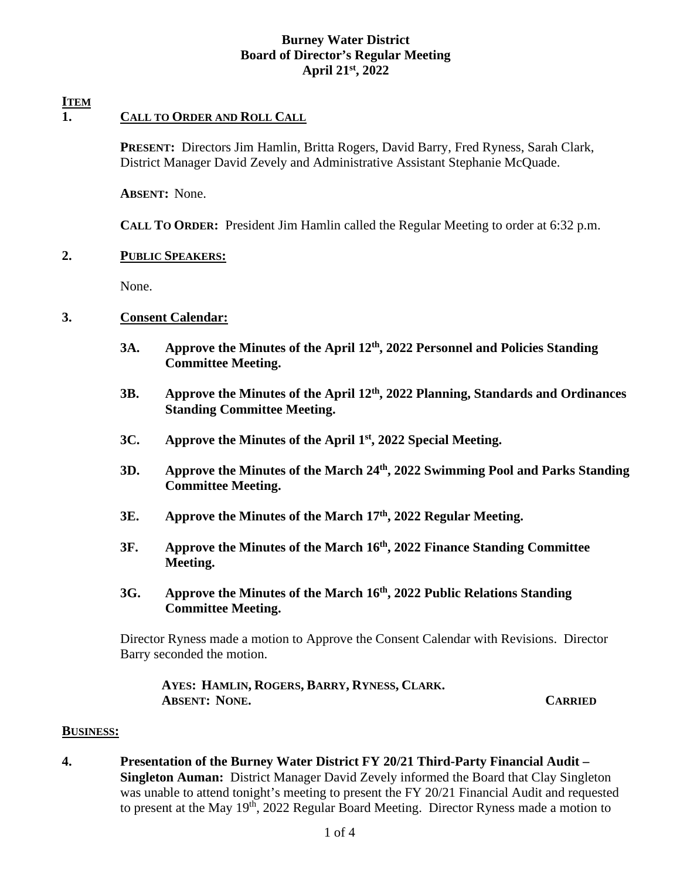**Burney Water District**
**Board of Director's Regular Meeting**
**April 21st, 2022**

**ITEM**

**1. CALL TO ORDER AND ROLL CALL**

**PRESENT:** Directors Jim Hamlin, Britta Rogers, David Barry, Fred Ryness, Sarah Clark, District Manager David Zevely and Administrative Assistant Stephanie McQuade.

**ABSENT:** None.

**CALL TO ORDER:** President Jim Hamlin called the Regular Meeting to order at 6:32 p.m.

**2. PUBLIC SPEAKERS:**

None.

**3. Consent Calendar:**

**3A. Approve the Minutes of the April 12th, 2022 Personnel and Policies Standing Committee Meeting.**

**3B. Approve the Minutes of the April 12th, 2022 Planning, Standards and Ordinances Standing Committee Meeting.**

**3C. Approve the Minutes of the April 1st, 2022 Special Meeting.**

**3D. Approve the Minutes of the March 24th, 2022 Swimming Pool and Parks Standing Committee Meeting.**

**3E. Approve the Minutes of the March 17th, 2022 Regular Meeting.**

**3F. Approve the Minutes of the March 16th, 2022 Finance Standing Committee Meeting.**

**3G. Approve the Minutes of the March 16th, 2022 Public Relations Standing Committee Meeting.**

Director Ryness made a motion to Approve the Consent Calendar with Revisions. Director Barry seconded the motion.

**AYES: HAMLIN, ROGERS, BARRY, RYNESS, CLARK.**
**ABSENT: NONE.** **CARRIED**

**BUSINESS:**

**4. Presentation of the Burney Water District FY 20/21 Third-Party Financial Audit – Singleton Auman:** District Manager David Zevely informed the Board that Clay Singleton was unable to attend tonight's meeting to present the FY 20/21 Financial Audit and requested to present at the May 19th, 2022 Regular Board Meeting. Director Ryness made a motion to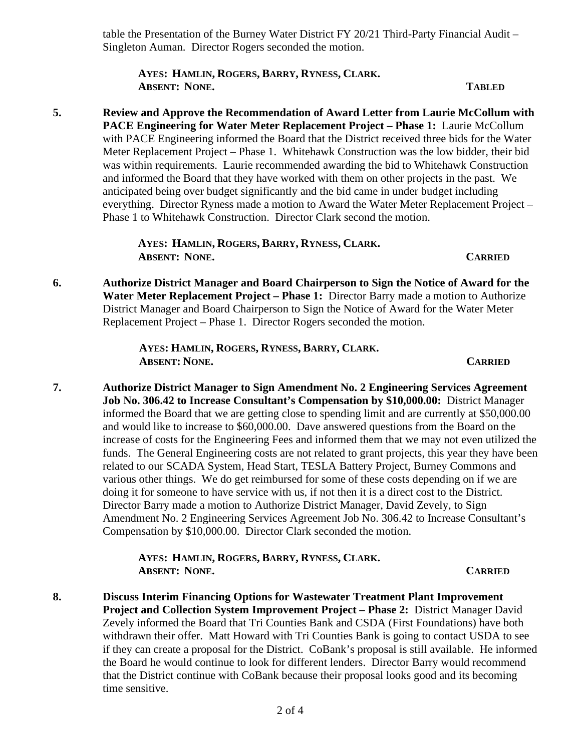table the Presentation of the Burney Water District FY 20/21 Third-Party Financial Audit – Singleton Auman. Director Rogers seconded the motion.

**AYES: HAMLIN, ROGERS, BARRY, RYNESS, CLARK.**
**ABSENT: NONE.** **TABLED**

**5. Review and Approve the Recommendation of Award Letter from Laurie McCollum with PACE Engineering for Water Meter Replacement Project – Phase 1:** Laurie McCollum with PACE Engineering informed the Board that the District received three bids for the Water Meter Replacement Project – Phase 1. Whitehawk Construction was the low bidder, their bid was within requirements. Laurie recommended awarding the bid to Whitehawk Construction and informed the Board that they have worked with them on other projects in the past. We anticipated being over budget significantly and the bid came in under budget including everything. Director Ryness made a motion to Award the Water Meter Replacement Project – Phase 1 to Whitehawk Construction. Director Clark second the motion.

**AYES: HAMLIN, ROGERS, BARRY, RYNESS, CLARK.**
**ABSENT: NONE.** **CARRIED**

**6. Authorize District Manager and Board Chairperson to Sign the Notice of Award for the Water Meter Replacement Project – Phase 1:** Director Barry made a motion to Authorize District Manager and Board Chairperson to Sign the Notice of Award for the Water Meter Replacement Project – Phase 1. Director Rogers seconded the motion.

**AYES: HAMLIN, ROGERS, RYNESS, BARRY, CLARK.**
**ABSENT: NONE.** **CARRIED**

**7. Authorize District Manager to Sign Amendment No. 2 Engineering Services Agreement Job No. 306.42 to Increase Consultant's Compensation by $10,000.00:** District Manager informed the Board that we are getting close to spending limit and are currently at $50,000.00 and would like to increase to $60,000.00. Dave answered questions from the Board on the increase of costs for the Engineering Fees and informed them that we may not even utilized the funds. The General Engineering costs are not related to grant projects, this year they have been related to our SCADA System, Head Start, TESLA Battery Project, Burney Commons and various other things. We do get reimbursed for some of these costs depending on if we are doing it for someone to have service with us, if not then it is a direct cost to the District. Director Barry made a motion to Authorize District Manager, David Zevely, to Sign Amendment No. 2 Engineering Services Agreement Job No. 306.42 to Increase Consultant's Compensation by $10,000.00. Director Clark seconded the motion.

**AYES: HAMLIN, ROGERS, BARRY, RYNESS, CLARK.**
**ABSENT: NONE.** **CARRIED**

**8. Discuss Interim Financing Options for Wastewater Treatment Plant Improvement Project and Collection System Improvement Project – Phase 2:** District Manager David Zevely informed the Board that Tri Counties Bank and CSDA (First Foundations) have both withdrawn their offer. Matt Howard with Tri Counties Bank is going to contact USDA to see if they can create a proposal for the District. CoBank's proposal is still available. He informed the Board he would continue to look for different lenders. Director Barry would recommend that the District continue with CoBank because their proposal looks good and its becoming time sensitive.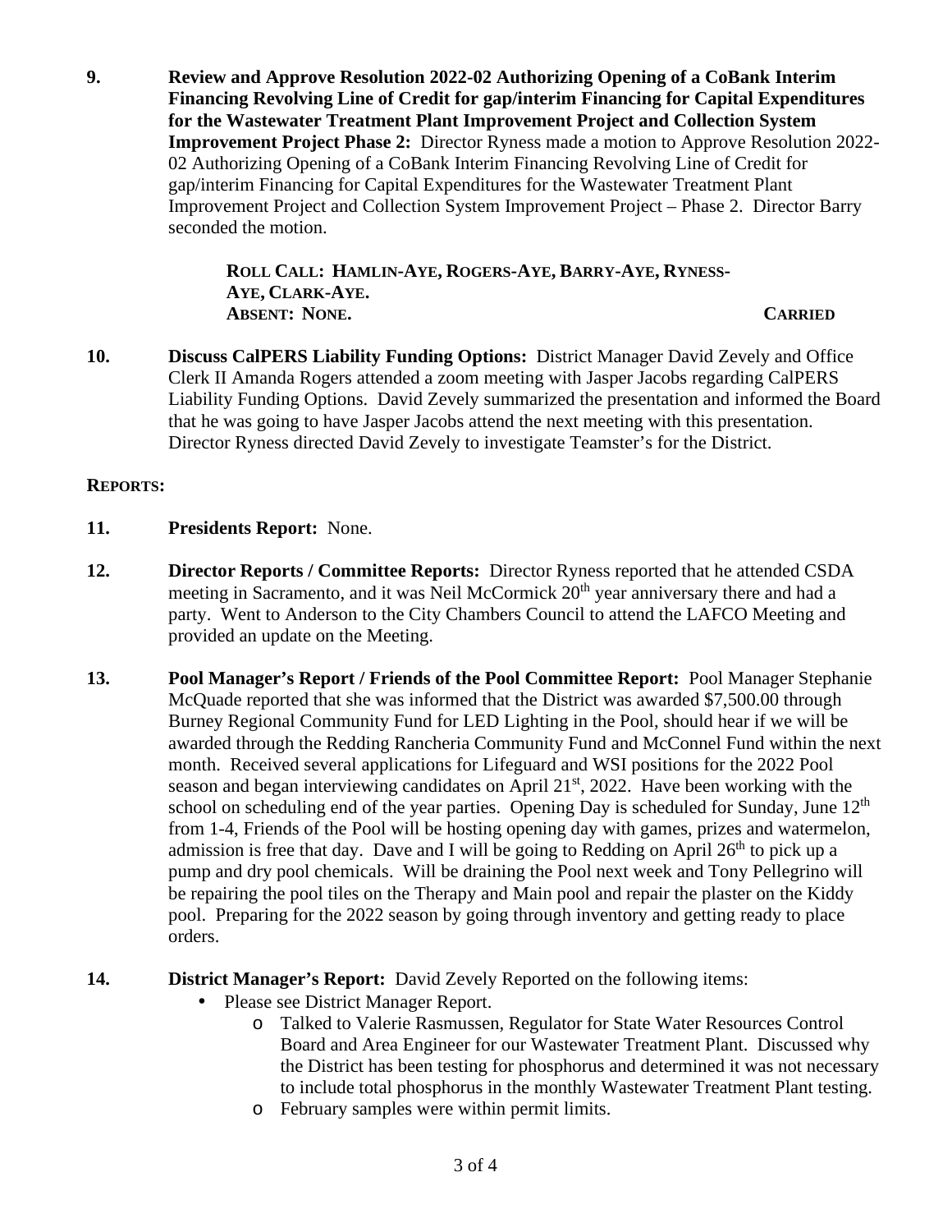**9. Review and Approve Resolution 2022-02 Authorizing Opening of a CoBank Interim Financing Revolving Line of Credit for gap/interim Financing for Capital Expenditures for the Wastewater Treatment Plant Improvement Project and Collection System Improvement Project Phase 2:** Director Ryness made a motion to Approve Resolution 2022-02 Authorizing Opening of a CoBank Interim Financing Revolving Line of Credit for gap/interim Financing for Capital Expenditures for the Wastewater Treatment Plant Improvement Project and Collection System Improvement Project – Phase 2. Director Barry seconded the motion.

> **ROLL CALL: HAMLIN-AYE, ROGERS-AYE, BARRY-AYE, RYNESS-AYE, CLARK-AYE.**
> **ABSENT: NONE.** **CARRIED**

**10. Discuss CalPERS Liability Funding Options:** District Manager David Zevely and Office Clerk II Amanda Rogers attended a zoom meeting with Jasper Jacobs regarding CalPERS Liability Funding Options. David Zevely summarized the presentation and informed the Board that he was going to have Jasper Jacobs attend the next meeting with this presentation. Director Ryness directed David Zevely to investigate Teamster's for the District.

**REPORTS:**

**11. Presidents Report:** None.

**12. Director Reports / Committee Reports:** Director Ryness reported that he attended CSDA meeting in Sacramento, and it was Neil McCormick 20th year anniversary there and had a party. Went to Anderson to the City Chambers Council to attend the LAFCO Meeting and provided an update on the Meeting.

**13. Pool Manager's Report / Friends of the Pool Committee Report:** Pool Manager Stephanie McQuade reported that she was informed that the District was awarded $7,500.00 through Burney Regional Community Fund for LED Lighting in the Pool, should hear if we will be awarded through the Redding Rancheria Community Fund and McConnel Fund within the next month. Received several applications for Lifeguard and WSI positions for the 2022 Pool season and began interviewing candidates on April 21st, 2022. Have been working with the school on scheduling end of the year parties. Opening Day is scheduled for Sunday, June 12th from 1-4, Friends of the Pool will be hosting opening day with games, prizes and watermelon, admission is free that day. Dave and I will be going to Redding on April 26th to pick up a pump and dry pool chemicals. Will be draining the Pool next week and Tony Pellegrino will be repairing the pool tiles on the Therapy and Main pool and repair the plaster on the Kiddy pool. Preparing for the 2022 season by going through inventory and getting ready to place orders.

**14. District Manager's Report:** David Zevely Reported on the following items:

- Please see District Manager Report.
  - Talked to Valerie Rasmussen, Regulator for State Water Resources Control Board and Area Engineer for our Wastewater Treatment Plant. Discussed why the District has been testing for phosphorus and determined it was not necessary to include total phosphorus in the monthly Wastewater Treatment Plant testing.
  - February samples were within permit limits.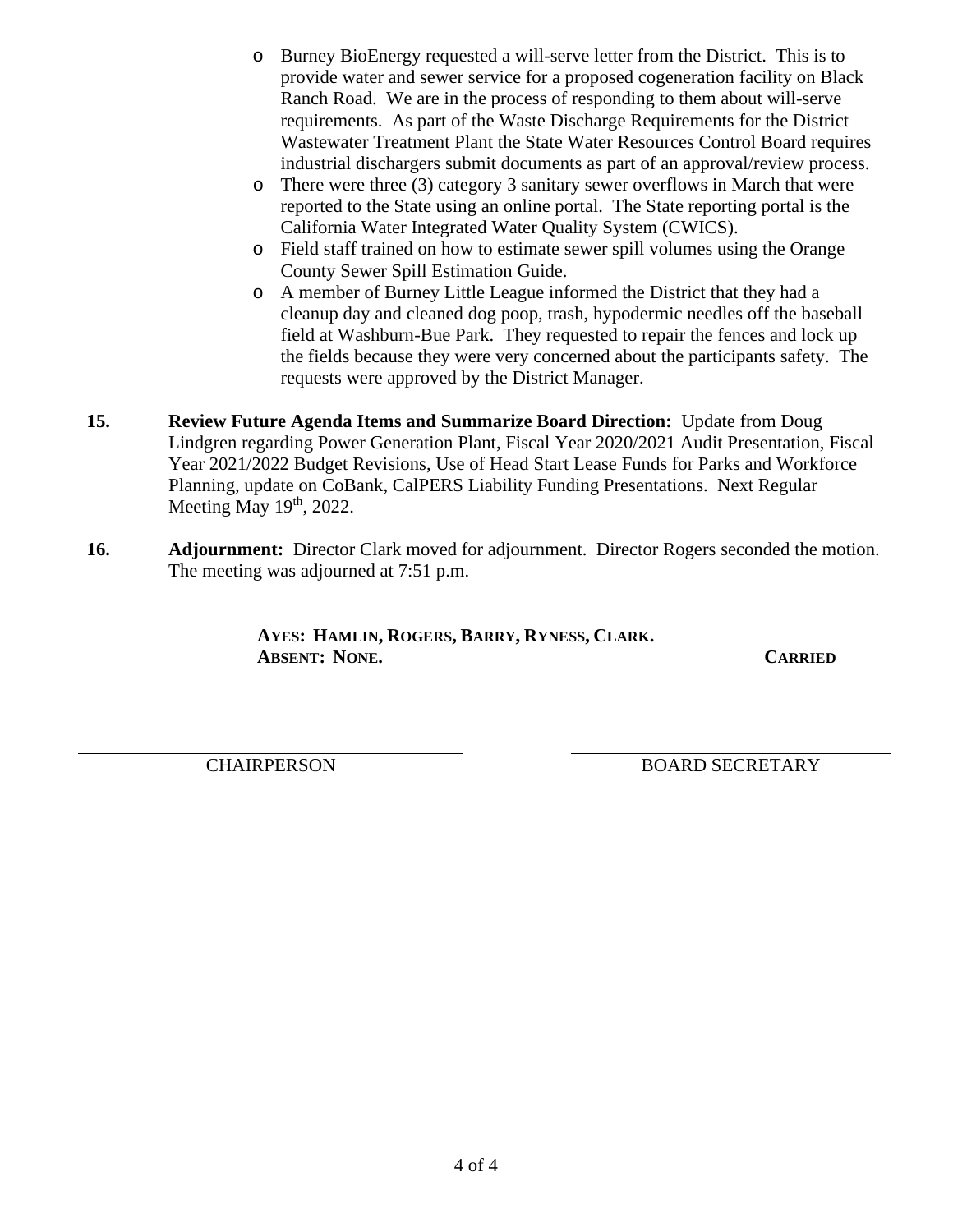- Burney BioEnergy requested a will-serve letter from the District. This is to provide water and sewer service for a proposed cogeneration facility on Black Ranch Road. We are in the process of responding to them about will-serve requirements. As part of the Waste Discharge Requirements for the District Wastewater Treatment Plant the State Water Resources Control Board requires industrial dischargers submit documents as part of an approval/review process.
- There were three (3) category 3 sanitary sewer overflows in March that were reported to the State using an online portal. The State reporting portal is the California Water Integrated Water Quality System (CWICS).
- Field staff trained on how to estimate sewer spill volumes using the Orange County Sewer Spill Estimation Guide.
- A member of Burney Little League informed the District that they had a cleanup day and cleaned dog poop, trash, hypodermic needles off the baseball field at Washburn-Bue Park. They requested to repair the fences and lock up the fields because they were very concerned about the participants safety. The requests were approved by the District Manager.

**15. Review Future Agenda Items and Summarize Board Direction:** Update from Doug Lindgren regarding Power Generation Plant, Fiscal Year 2020/2021 Audit Presentation, Fiscal Year 2021/2022 Budget Revisions, Use of Head Start Lease Funds for Parks and Workforce Planning, update on CoBank, CalPERS Liability Funding Presentations. Next Regular Meeting May 19th, 2022.

**16. Adjournment:** Director Clark moved for adjournment. Director Rogers seconded the motion. The meeting was adjourned at 7:51 p.m.

**AYES: HAMLIN, ROGERS, BARRY, RYNESS, CLARK.**
**ABSENT: NONE.** **CARRIED**

\_\_\_\_\_\_\_\_\_\_\_\_\_\_\_\_\_\_\_\_\_\_\_\_\_\_\_\_\_\_
CHAIRPERSON

\_\_\_\_\_\_\_\_\_\_\_\_\_\_\_\_\_\_\_\_\_\_\_\_\_\_\_\_\_\_
BOARD SECRETARY